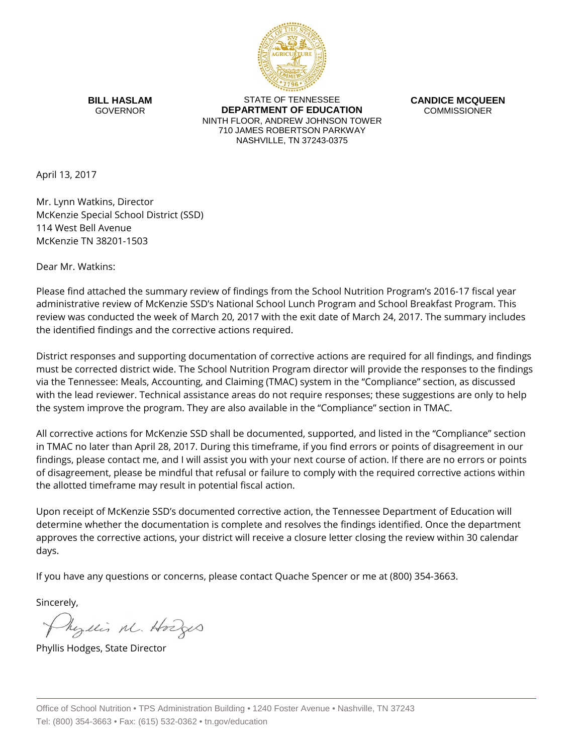**BILL HASLAM**
GOVERNOR

STATE OF TENNESSEE
**DEPARTMENT OF EDUCATION**
NINTH FLOOR, ANDREW JOHNSON TOWER
710 JAMES ROBERTSON PARKWAY
NASHVILLE, TN 37243-0375

**CANDICE MCQUEEN**
COMMISSIONER

April 13, 2017

Mr. Lynn Watkins, Director
McKenzie Special School District (SSD)
114 West Bell Avenue
McKenzie TN 38201-1503

Dear Mr. Watkins:

Please find attached the summary review of findings from the School Nutrition Program's 2016-17 fiscal year administrative review of McKenzie SSD's National School Lunch Program and School Breakfast Program. This review was conducted the week of March 20, 2017 with the exit date of March 24, 2017. The summary includes the identified findings and the corrective actions required.

District responses and supporting documentation of corrective actions are required for all findings, and findings must be corrected district wide. The School Nutrition Program director will provide the responses to the findings via the Tennessee: Meals, Accounting, and Claiming (TMAC) system in the "Compliance" section, as discussed with the lead reviewer. Technical assistance areas do not require responses; these suggestions are only to help the system improve the program. They are also available in the "Compliance" section in TMAC.

All corrective actions for McKenzie SSD shall be documented, supported, and listed in the "Compliance" section in TMAC no later than April 28, 2017. During this timeframe, if you find errors or points of disagreement in our findings, please contact me, and I will assist you with your next course of action. If there are no errors or points of disagreement, please be mindful that refusal or failure to comply with the required corrective actions within the allotted timeframe may result in potential fiscal action.

Upon receipt of McKenzie SSD's documented corrective action, the Tennessee Department of Education will determine whether the documentation is complete and resolves the findings identified. Once the department approves the corrective actions, your district will receive a closure letter closing the review within 30 calendar days.

If you have any questions or concerns, please contact Quache Spencer or me at (800) 354-3663.

Sincerely,

Phyllis M. Hodges

Phyllis Hodges, State Director

Office of School Nutrition • TPS Administration Building • 1240 Foster Avenue • Nashville, TN 37243
Tel: (800) 354-3663 • Fax: (615) 532-0362 • tn.gov/education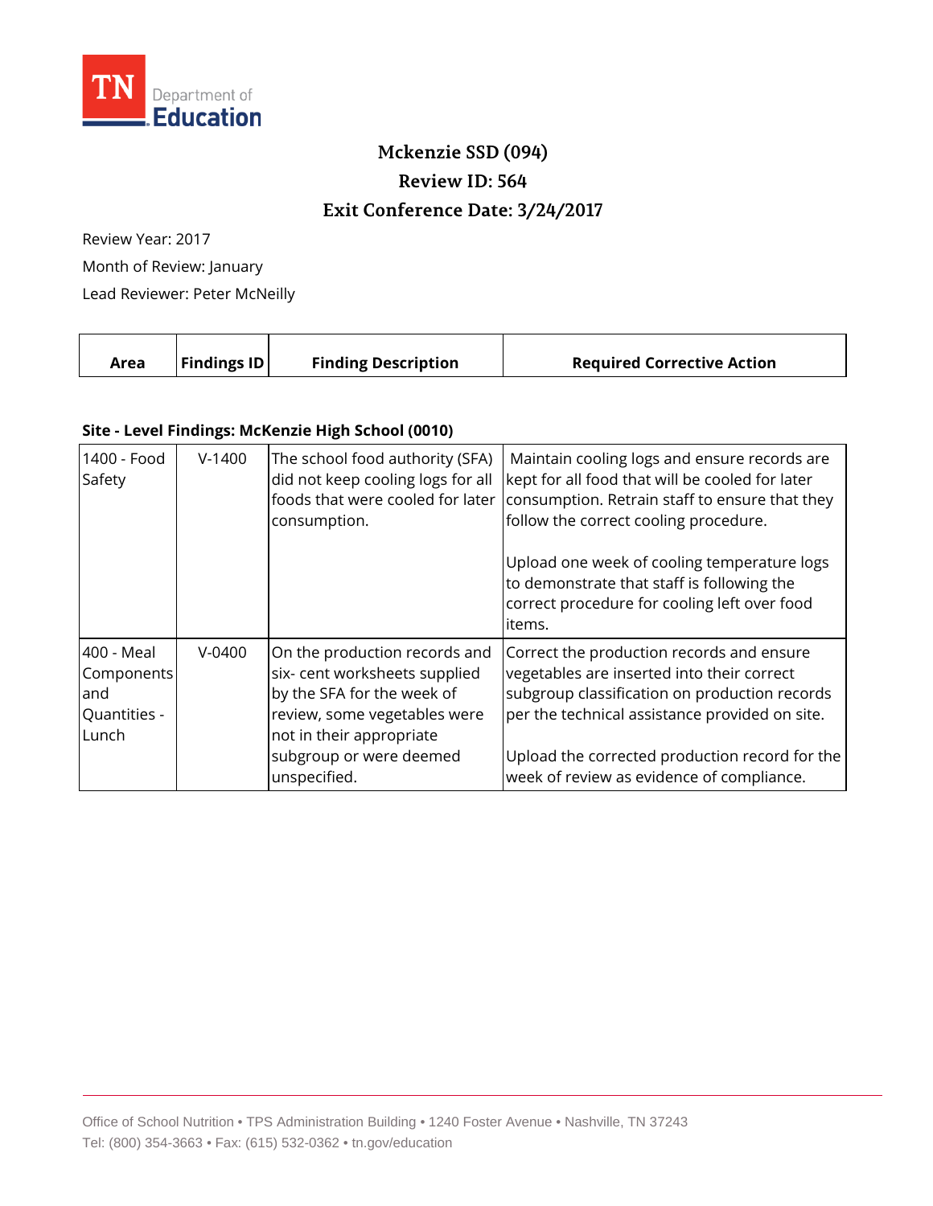TN Department of Education

**Mckenzie SSD (094)**

**Review ID: 564**

**Exit Conference Date: 3/24/2017**

Review Year: 2017

Month of Review: January

Lead Reviewer: Peter McNeilly

| Area | Findings ID | Finding Description | Required Corrective Action |
|---|---|---|---|

**Site - Level Findings: McKenzie High School (0010)**

| | | | |
|---|---|---|---|
| 1400 - Food Safety | V-1400 | The school food authority (SFA) did not keep cooling logs for all foods that were cooled for later consumption. | Maintain cooling logs and ensure records are kept for all food that will be cooled for later consumption. Retrain staff to ensure that they follow the correct cooling procedure.<br><br>Upload one week of cooling temperature logs to demonstrate that staff is following the correct procedure for cooling left over food items. |
| 400 - Meal Components and Quantities - Lunch | V-0400 | On the production records and six- cent worksheets supplied by the SFA for the week of review, some vegetables were not in their appropriate subgroup or were deemed unspecified. | Correct the production records and ensure vegetables are inserted into their correct subgroup classification on production records per the technical assistance provided on site.<br><br>Upload the corrected production record for the week of review as evidence of compliance. |

Office of School Nutrition • TPS Administration Building • 1240 Foster Avenue • Nashville, TN 37243
Tel: (800) 354-3663 • Fax: (615) 532-0362 • tn.gov/education